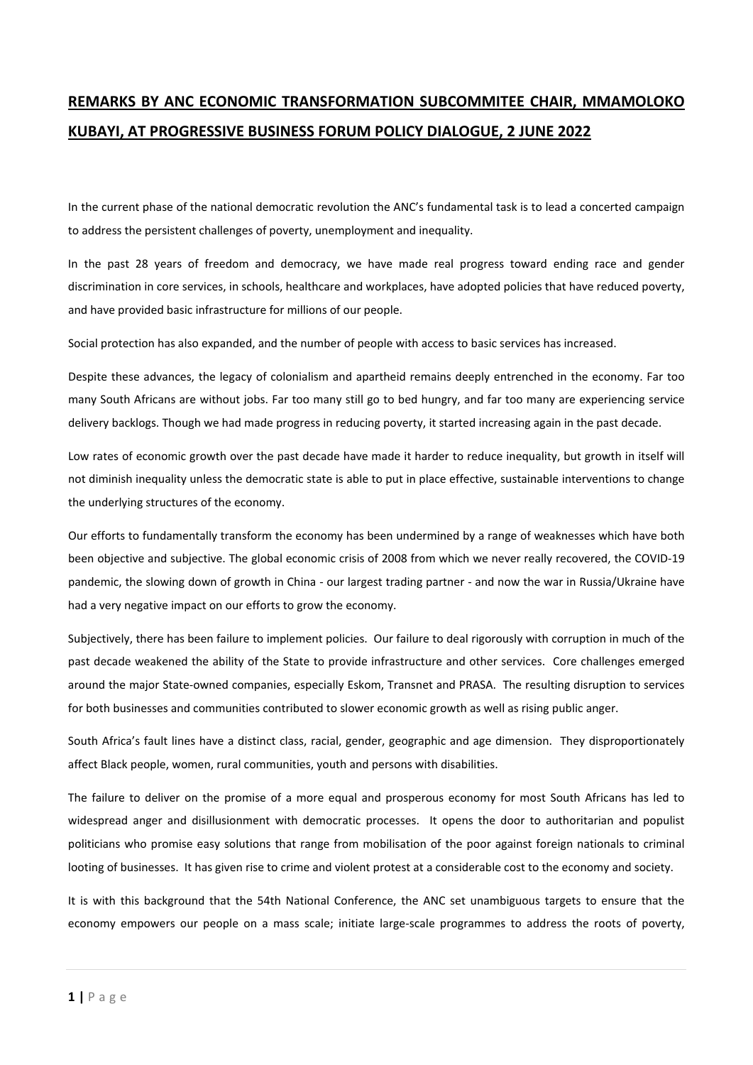# **REMARKS BY ANC ECONOMIC TRANSFORMATION SUBCOMMITEE CHAIR, MMAMOLOKO KUBAYI, AT PROGRESSIVE BUSINESS FORUM POLICY DIALOGUE, 2 JUNE 2022**

In the current phase of the national democratic revolution the ANC's fundamental task is to lead a concerted campaign to address the persistent challenges of poverty, unemployment and inequality.

In the past 28 years of freedom and democracy, we have made real progress toward ending race and gender discrimination in core services, in schools, healthcare and workplaces, have adopted policies that have reduced poverty, and have provided basic infrastructure for millions of our people.

Social protection has also expanded, and the number of people with access to basic services has increased.

Despite these advances, the legacy of colonialism and apartheid remains deeply entrenched in the economy. Far too many South Africans are without jobs. Far too many still go to bed hungry, and far too many are experiencing service delivery backlogs. Though we had made progress in reducing poverty, it started increasing again in the past decade.

Low rates of economic growth over the past decade have made it harder to reduce inequality, but growth in itself will not diminish inequality unless the democratic state is able to put in place effective, sustainable interventions to change the underlying structures of the economy.

Our efforts to fundamentally transform the economy has been undermined by a range of weaknesses which have both been objective and subjective. The global economic crisis of 2008 from which we never really recovered, the COVID-19 pandemic, the slowing down of growth in China - our largest trading partner - and now the war in Russia/Ukraine have had a very negative impact on our efforts to grow the economy.

Subjectively, there has been failure to implement policies. Our failure to deal rigorously with corruption in much of the past decade weakened the ability of the State to provide infrastructure and other services. Core challenges emerged around the major State-owned companies, especially Eskom, Transnet and PRASA. The resulting disruption to services for both businesses and communities contributed to slower economic growth as well as rising public anger.

South Africa's fault lines have a distinct class, racial, gender, geographic and age dimension. They disproportionately affect Black people, women, rural communities, youth and persons with disabilities.

The failure to deliver on the promise of a more equal and prosperous economy for most South Africans has led to widespread anger and disillusionment with democratic processes. It opens the door to authoritarian and populist politicians who promise easy solutions that range from mobilisation of the poor against foreign nationals to criminal looting of businesses. It has given rise to crime and violent protest at a considerable cost to the economy and society.

It is with this background that the 54th National Conference, the ANC set unambiguous targets to ensure that the economy empowers our people on a mass scale; initiate large-scale programmes to address the roots of poverty,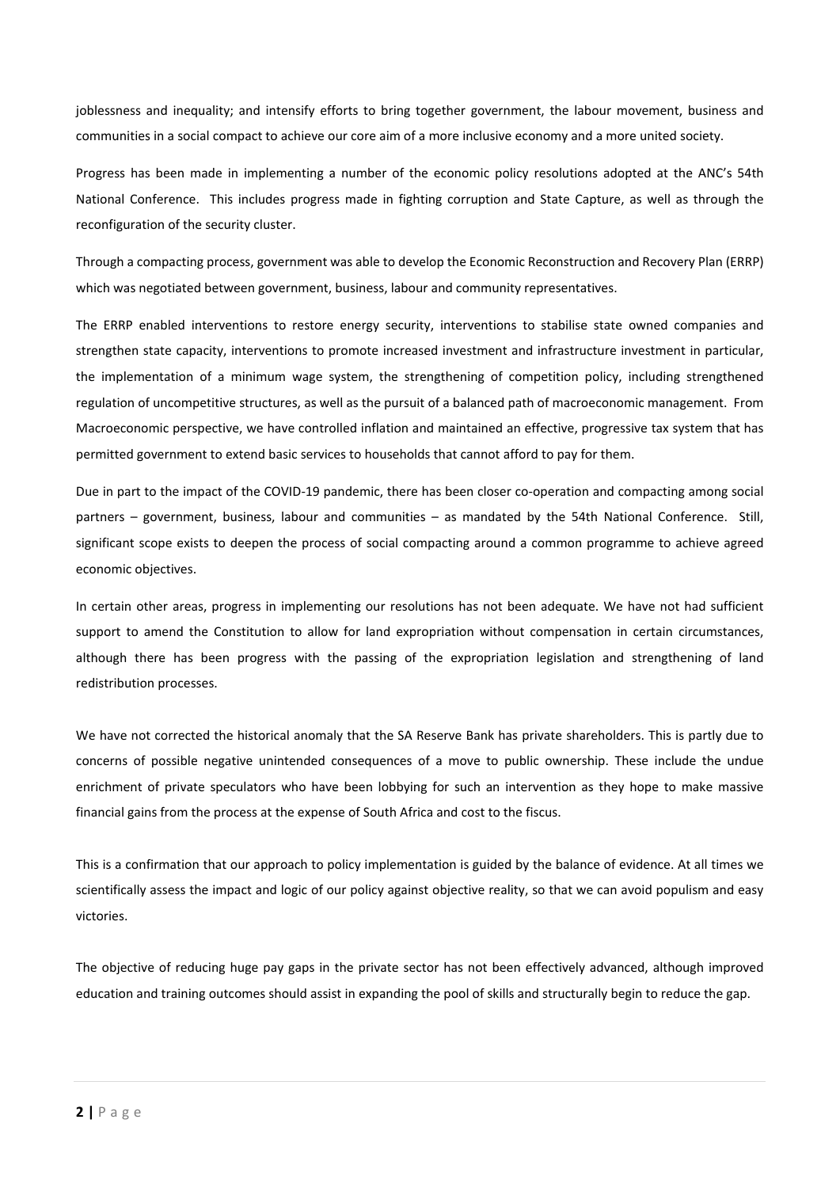joblessness and inequality; and intensify efforts to bring together government, the labour movement, business and communities in a social compact to achieve our core aim of a more inclusive economy and a more united society.

Progress has been made in implementing a number of the economic policy resolutions adopted at the ANC's 54th National Conference. This includes progress made in fighting corruption and State Capture, as well as through the reconfiguration of the security cluster.

Through a compacting process, government was able to develop the Economic Reconstruction and Recovery Plan (ERRP) which was negotiated between government, business, labour and community representatives.

The ERRP enabled interventions to restore energy security, interventions to stabilise state owned companies and strengthen state capacity, interventions to promote increased investment and infrastructure investment in particular, the implementation of a minimum wage system, the strengthening of competition policy, including strengthened regulation of uncompetitive structures, as well as the pursuit of a balanced path of macroeconomic management. From Macroeconomic perspective, we have controlled inflation and maintained an effective, progressive tax system that has permitted government to extend basic services to households that cannot afford to pay for them.

Due in part to the impact of the COVID-19 pandemic, there has been closer co-operation and compacting among social partners – government, business, labour and communities – as mandated by the 54th National Conference. Still, significant scope exists to deepen the process of social compacting around a common programme to achieve agreed economic objectives.

In certain other areas, progress in implementing our resolutions has not been adequate. We have not had sufficient support to amend the Constitution to allow for land expropriation without compensation in certain circumstances, although there has been progress with the passing of the expropriation legislation and strengthening of land redistribution processes.

We have not corrected the historical anomaly that the SA Reserve Bank has private shareholders. This is partly due to concerns of possible negative unintended consequences of a move to public ownership. These include the undue enrichment of private speculators who have been lobbying for such an intervention as they hope to make massive financial gains from the process at the expense of South Africa and cost to the fiscus.

This is a confirmation that our approach to policy implementation is guided by the balance of evidence. At all times we scientifically assess the impact and logic of our policy against objective reality, so that we can avoid populism and easy victories.

The objective of reducing huge pay gaps in the private sector has not been effectively advanced, although improved education and training outcomes should assist in expanding the pool of skills and structurally begin to reduce the gap.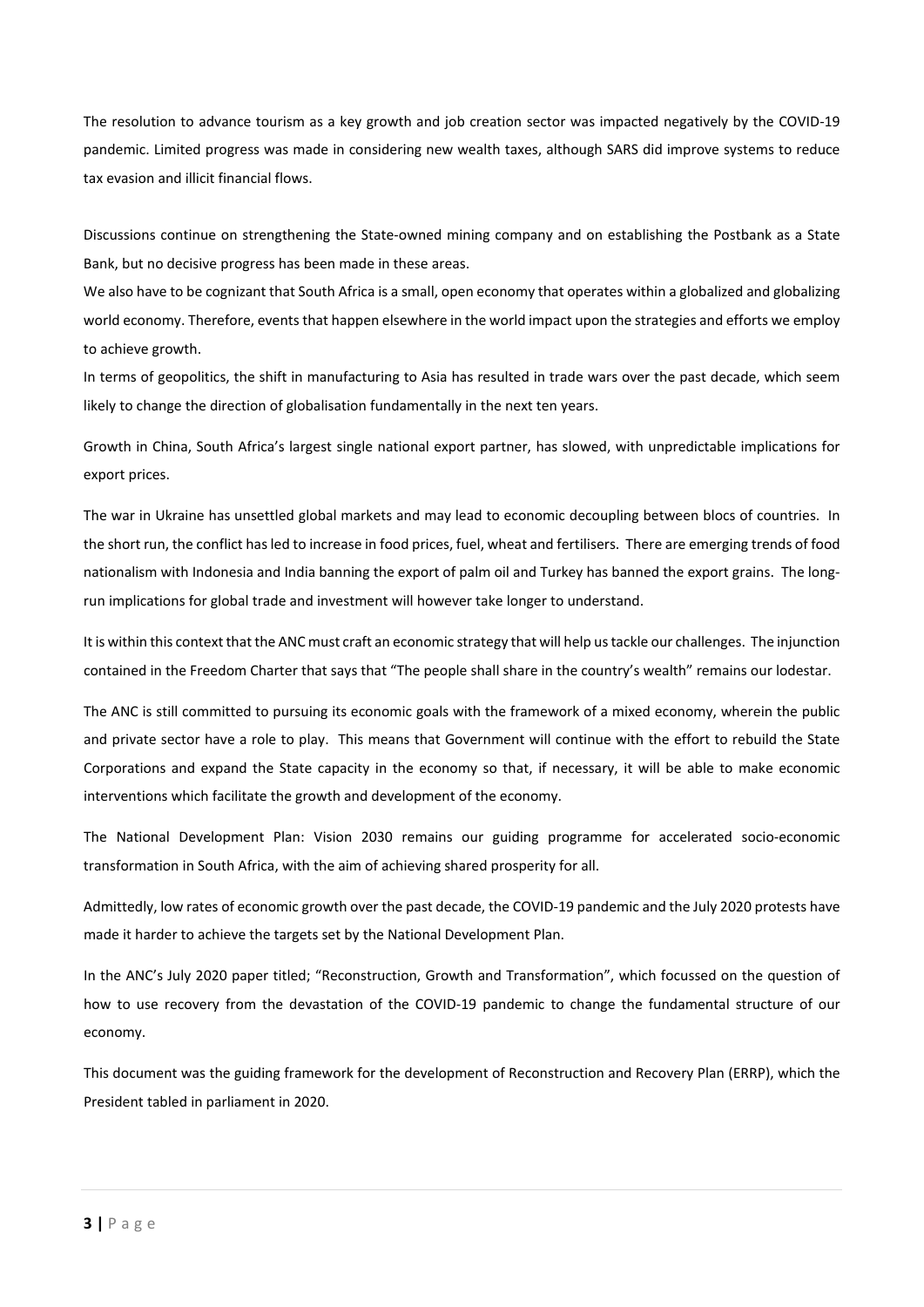The resolution to advance tourism as a key growth and job creation sector was impacted negatively by the COVID-19 pandemic. Limited progress was made in considering new wealth taxes, although SARS did improve systems to reduce tax evasion and illicit financial flows.

Discussions continue on strengthening the State-owned mining company and on establishing the Postbank as a State Bank, but no decisive progress has been made in these areas.

We also have to be cognizant that South Africa is a small, open economy that operates within a globalized and globalizing world economy. Therefore, events that happen elsewhere in the world impact upon the strategies and efforts we employ to achieve growth.

In terms of geopolitics, the shift in manufacturing to Asia has resulted in trade wars over the past decade, which seem likely to change the direction of globalisation fundamentally in the next ten years.

Growth in China, South Africa's largest single national export partner, has slowed, with unpredictable implications for export prices.

The war in Ukraine has unsettled global markets and may lead to economic decoupling between blocs of countries. In the short run, the conflict has led to increase in food prices, fuel, wheat and fertilisers. There are emerging trends of food nationalism with Indonesia and India banning the export of palm oil and Turkey has banned the export grains. The long-run implications for global trade and investment will however take longer to understand.

It is within this context that the ANC must craft an economic strategy that will help us tackle our challenges. The injunction contained in the Freedom Charter that says that "The people shall share in the country's wealth" remains our lodestar.

The ANC is still committed to pursuing its economic goals with the framework of a mixed economy, wherein the public and private sector have a role to play. This means that Government will continue with the effort to rebuild the State Corporations and expand the State capacity in the economy so that, if necessary, it will be able to make economic interventions which facilitate the growth and development of the economy.

The National Development Plan: Vision 2030 remains our guiding programme for accelerated socio-economic transformation in South Africa, with the aim of achieving shared prosperity for all.

Admittedly, low rates of economic growth over the past decade, the COVID-19 pandemic and the July 2020 protests have made it harder to achieve the targets set by the National Development Plan.

In the ANC's July 2020 paper titled; "Reconstruction, Growth and Transformation", which focussed on the question of how to use recovery from the devastation of the COVID-19 pandemic to change the fundamental structure of our economy.

This document was the guiding framework for the development of Reconstruction and Recovery Plan (ERRP), which the President tabled in parliament in 2020.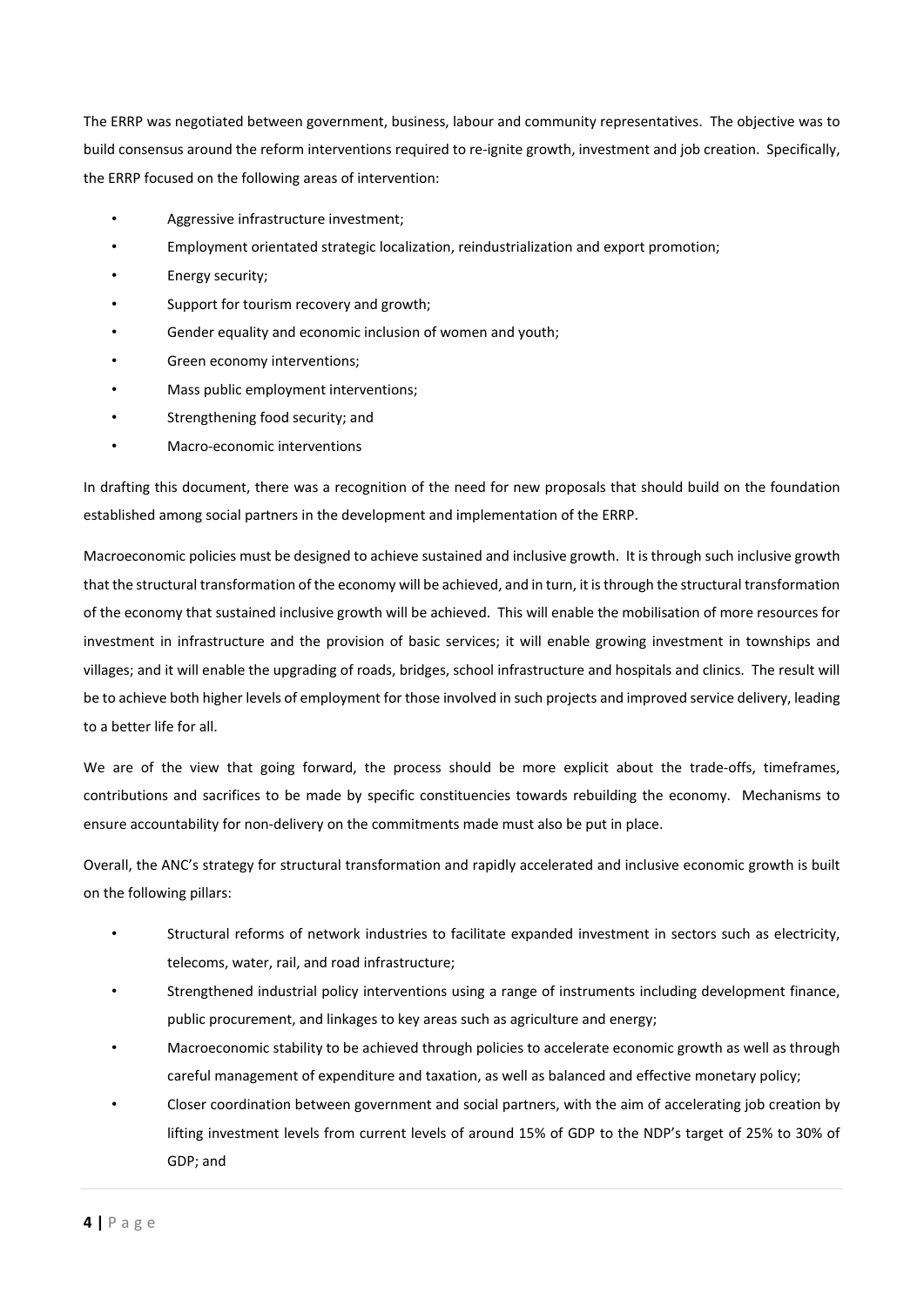The ERRP was negotiated between government, business, labour and community representatives. The objective was to build consensus around the reform interventions required to re-ignite growth, investment and job creation. Specifically, the ERRP focused on the following areas of intervention:

- Aggressive infrastructure investment;
- Employment orientated strategic localization, reindustrialization and export promotion;
- Energy security;
- Support for tourism recovery and growth;
- Gender equality and economic inclusion of women and youth;
- Green economy interventions;
- Mass public employment interventions;
- Strengthening food security; and
- Macro-economic interventions

In drafting this document, there was a recognition of the need for new proposals that should build on the foundation established among social partners in the development and implementation of the ERRP.

Macroeconomic policies must be designed to achieve sustained and inclusive growth. It is through such inclusive growth that the structural transformation of the economy will be achieved, and in turn, it is through the structural transformation of the economy that sustained inclusive growth will be achieved. This will enable the mobilisation of more resources for investment in infrastructure and the provision of basic services; it will enable growing investment in townships and villages; and it will enable the upgrading of roads, bridges, school infrastructure and hospitals and clinics. The result will be to achieve both higher levels of employment for those involved in such projects and improved service delivery, leading to a better life for all.

We are of the view that going forward, the process should be more explicit about the trade-offs, timeframes, contributions and sacrifices to be made by specific constituencies towards rebuilding the economy. Mechanisms to ensure accountability for non-delivery on the commitments made must also be put in place.

Overall, the ANC's strategy for structural transformation and rapidly accelerated and inclusive economic growth is built on the following pillars:

- Structural reforms of network industries to facilitate expanded investment in sectors such as electricity, telecoms, water, rail, and road infrastructure;
- Strengthened industrial policy interventions using a range of instruments including development finance, public procurement, and linkages to key areas such as agriculture and energy;
- Macroeconomic stability to be achieved through policies to accelerate economic growth as well as through careful management of expenditure and taxation, as well as balanced and effective monetary policy;
- Closer coordination between government and social partners, with the aim of accelerating job creation by lifting investment levels from current levels of around 15% of GDP to the NDP's target of 25% to 30% of GDP; and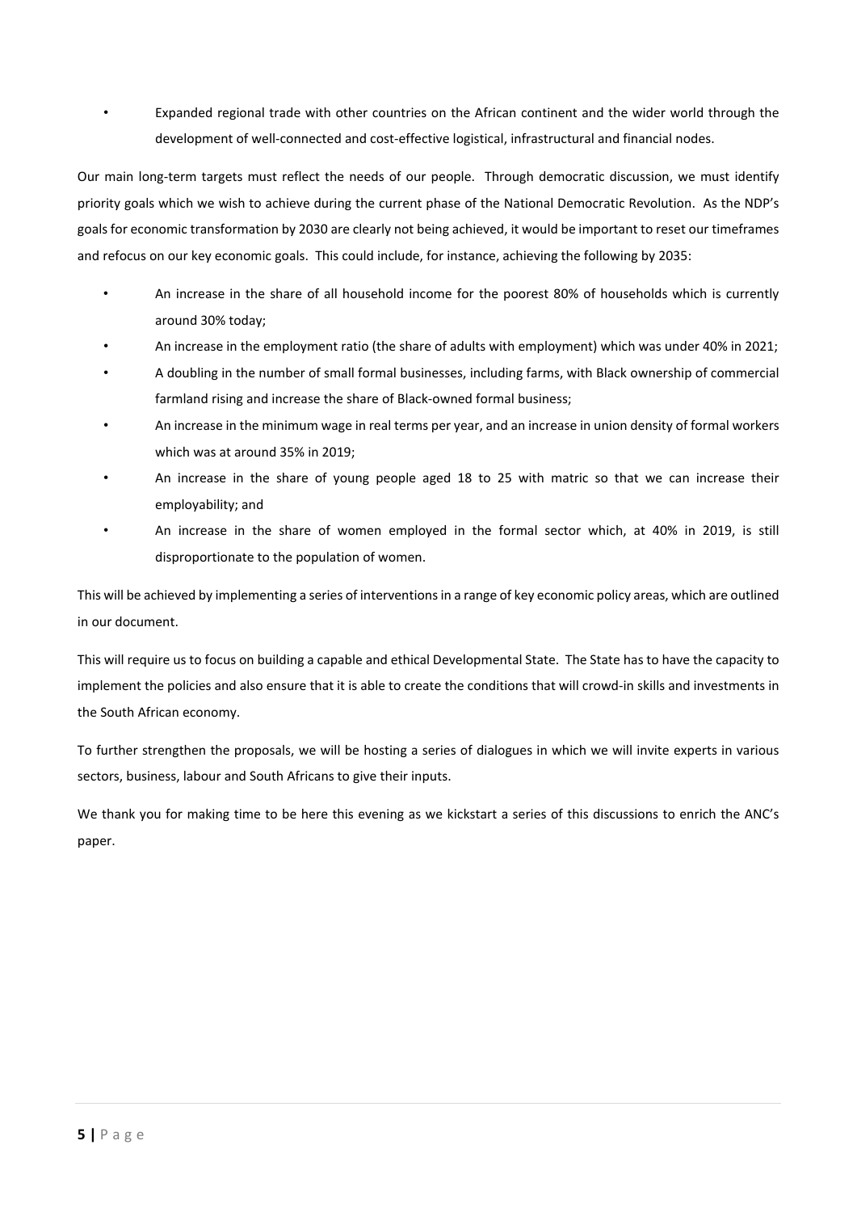- Expanded regional trade with other countries on the African continent and the wider world through the development of well-connected and cost-effective logistical, infrastructural and financial nodes.

Our main long-term targets must reflect the needs of our people. Through democratic discussion, we must identify priority goals which we wish to achieve during the current phase of the National Democratic Revolution. As the NDP's goals for economic transformation by 2030 are clearly not being achieved, it would be important to reset our timeframes and refocus on our key economic goals. This could include, for instance, achieving the following by 2035:

- An increase in the share of all household income for the poorest 80% of households which is currently around 30% today;
- An increase in the employment ratio (the share of adults with employment) which was under 40% in 2021;
- A doubling in the number of small formal businesses, including farms, with Black ownership of commercial farmland rising and increase the share of Black-owned formal business;
- An increase in the minimum wage in real terms per year, and an increase in union density of formal workers which was at around 35% in 2019;
- An increase in the share of young people aged 18 to 25 with matric so that we can increase their employability; and
- An increase in the share of women employed in the formal sector which, at 40% in 2019, is still disproportionate to the population of women.

This will be achieved by implementing a series of interventions in a range of key economic policy areas, which are outlined in our document.

This will require us to focus on building a capable and ethical Developmental State. The State has to have the capacity to implement the policies and also ensure that it is able to create the conditions that will crowd-in skills and investments in the South African economy.

To further strengthen the proposals, we will be hosting a series of dialogues in which we will invite experts in various sectors, business, labour and South Africans to give their inputs.

We thank you for making time to be here this evening as we kickstart a series of this discussions to enrich the ANC's paper.